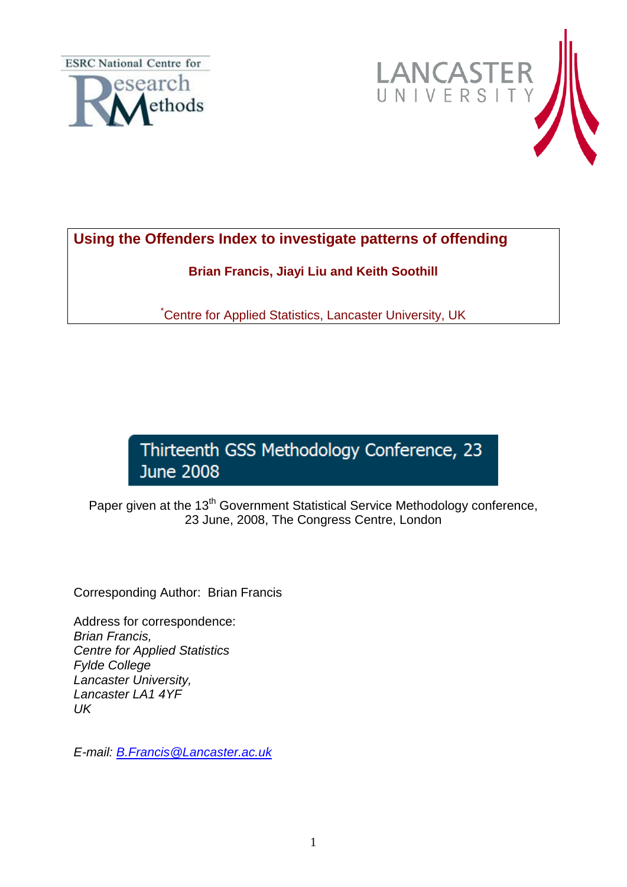ESRC National Centre for Research Methods

LANCASTER UNIVERSITY

# Using the Offenders Index to investigate patterns of offending

**Brian Francis, Jiayi Liu and Keith Soothill**

[*]Centre for Applied Statistics, Lancaster University, UK

Thirteenth GSS Methodology Conference, 23 June 2008

Paper given at the 13th Government Statistical Service Methodology conference, 23 June, 2008, The Congress Centre, London

Corresponding Author: Brian Francis

Address for correspondence:
*Brian Francis,*
*Centre for Applied Statistics*
*Fylde College*
*Lancaster University,*
*Lancaster LA1 4YF*
*UK*

*E-mail: B.Francis@Lancaster.ac.uk*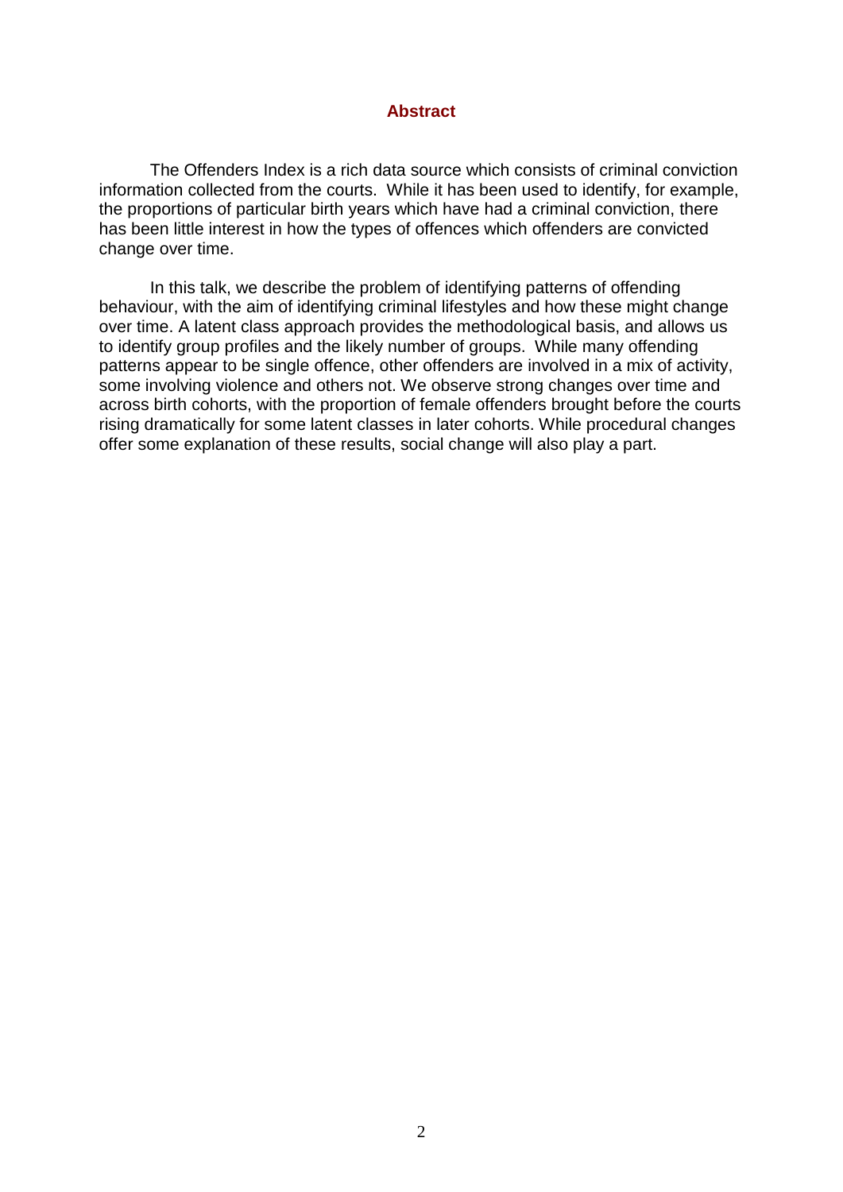## Abstract

The Offenders Index is a rich data source which consists of criminal conviction information collected from the courts. While it has been used to identify, for example, the proportions of particular birth years which have had a criminal conviction, there has been little interest in how the types of offences which offenders are convicted change over time.

In this talk, we describe the problem of identifying patterns of offending behaviour, with the aim of identifying criminal lifestyles and how these might change over time. A latent class approach provides the methodological basis, and allows us to identify group profiles and the likely number of groups. While many offending patterns appear to be single offence, other offenders are involved in a mix of activity, some involving violence and others not. We observe strong changes over time and across birth cohorts, with the proportion of female offenders brought before the courts rising dramatically for some latent classes in later cohorts. While procedural changes offer some explanation of these results, social change will also play a part.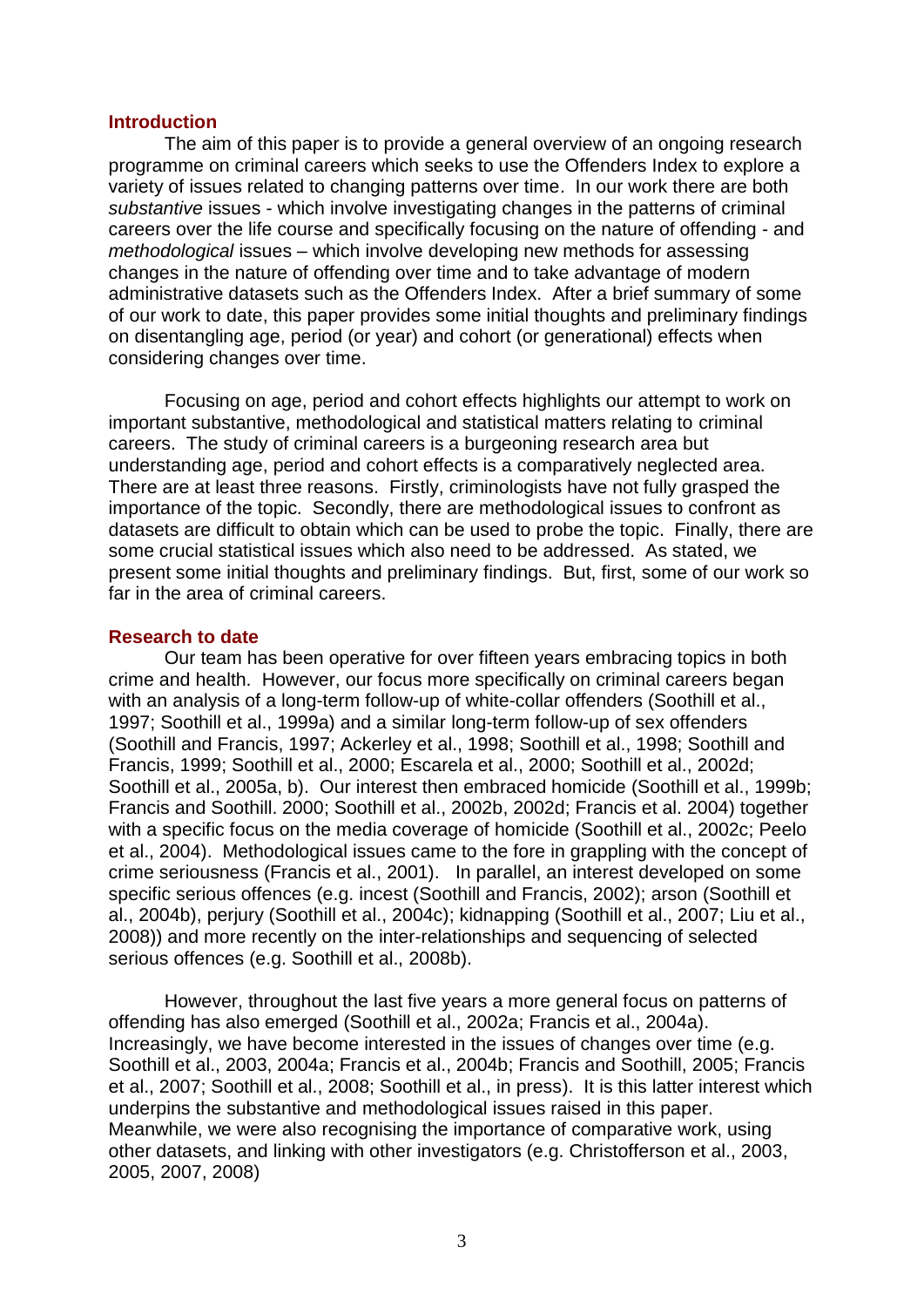## Introduction

The aim of this paper is to provide a general overview of an ongoing research programme on criminal careers which seeks to use the Offenders Index to explore a variety of issues related to changing patterns over time. In our work there are both *substantive* issues - which involve investigating changes in the patterns of criminal careers over the life course and specifically focusing on the nature of offending - and *methodological* issues – which involve developing new methods for assessing changes in the nature of offending over time and to take advantage of modern administrative datasets such as the Offenders Index. After a brief summary of some of our work to date, this paper provides some initial thoughts and preliminary findings on disentangling age, period (or year) and cohort (or generational) effects when considering changes over time.

Focusing on age, period and cohort effects highlights our attempt to work on important substantive, methodological and statistical matters relating to criminal careers. The study of criminal careers is a burgeoning research area but understanding age, period and cohort effects is a comparatively neglected area. There are at least three reasons. Firstly, criminologists have not fully grasped the importance of the topic. Secondly, there are methodological issues to confront as datasets are difficult to obtain which can be used to probe the topic. Finally, there are some crucial statistical issues which also need to be addressed. As stated, we present some initial thoughts and preliminary findings. But, first, some of our work so far in the area of criminal careers.

## Research to date

Our team has been operative for over fifteen years embracing topics in both crime and health. However, our focus more specifically on criminal careers began with an analysis of a long-term follow-up of white-collar offenders (Soothill et al., 1997; Soothill et al., 1999a) and a similar long-term follow-up of sex offenders (Soothill and Francis, 1997; Ackerley et al., 1998; Soothill et al., 1998; Soothill and Francis, 1999; Soothill et al., 2000; Escarela et al., 2000; Soothill et al., 2002d; Soothill et al., 2005a, b). Our interest then embraced homicide (Soothill et al., 1999b; Francis and Soothill. 2000; Soothill et al., 2002b, 2002d; Francis et al. 2004) together with a specific focus on the media coverage of homicide (Soothill et al., 2002c; Peelo et al., 2004). Methodological issues came to the fore in grappling with the concept of crime seriousness (Francis et al., 2001). In parallel, an interest developed on some specific serious offences (e.g. incest (Soothill and Francis, 2002); arson (Soothill et al., 2004b), perjury (Soothill et al., 2004c); kidnapping (Soothill et al., 2007; Liu et al., 2008)) and more recently on the inter-relationships and sequencing of selected serious offences (e.g. Soothill et al., 2008b).

However, throughout the last five years a more general focus on patterns of offending has also emerged (Soothill et al., 2002a; Francis et al., 2004a). Increasingly, we have become interested in the issues of changes over time (e.g. Soothill et al., 2003, 2004a; Francis et al., 2004b; Francis and Soothill, 2005; Francis et al., 2007; Soothill et al., 2008; Soothill et al., in press). It is this latter interest which underpins the substantive and methodological issues raised in this paper. Meanwhile, we were also recognising the importance of comparative work, using other datasets, and linking with other investigators (e.g. Christofferson et al., 2003, 2005, 2007, 2008)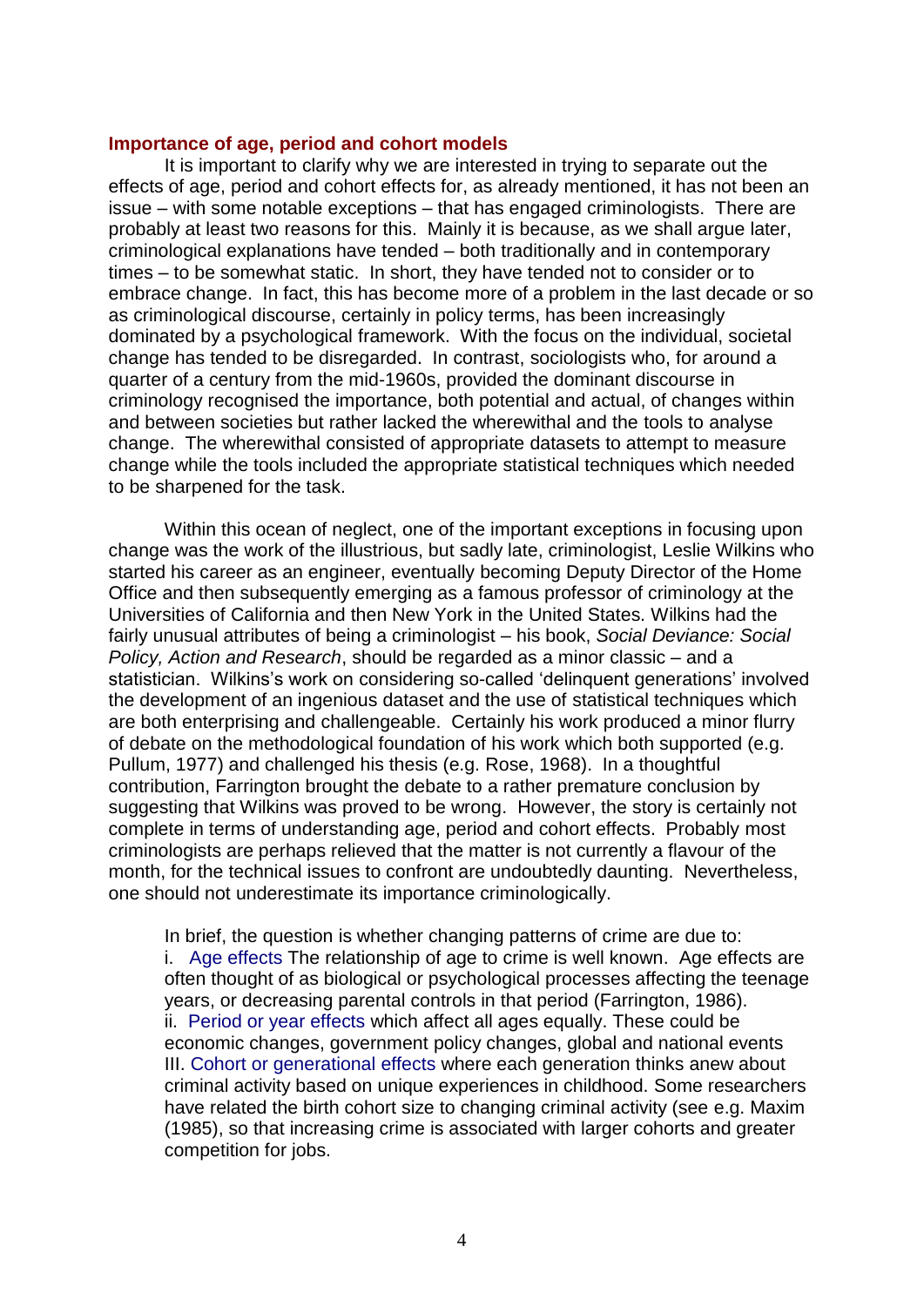### Importance of age, period and cohort models

It is important to clarify why we are interested in trying to separate out the effects of age, period and cohort effects for, as already mentioned, it has not been an issue – with some notable exceptions – that has engaged criminologists. There are probably at least two reasons for this. Mainly it is because, as we shall argue later, criminological explanations have tended – both traditionally and in contemporary times – to be somewhat static. In short, they have tended not to consider or to embrace change. In fact, this has become more of a problem in the last decade or so as criminological discourse, certainly in policy terms, has been increasingly dominated by a psychological framework. With the focus on the individual, societal change has tended to be disregarded. In contrast, sociologists who, for around a quarter of a century from the mid-1960s, provided the dominant discourse in criminology recognised the importance, both potential and actual, of changes within and between societies but rather lacked the wherewithal and the tools to analyse change. The wherewithal consisted of appropriate datasets to attempt to measure change while the tools included the appropriate statistical techniques which needed to be sharpened for the task.

Within this ocean of neglect, one of the important exceptions in focusing upon change was the work of the illustrious, but sadly late, criminologist, Leslie Wilkins who started his career as an engineer, eventually becoming Deputy Director of the Home Office and then subsequently emerging as a famous professor of criminology at the Universities of California and then New York in the United States. Wilkins had the fairly unusual attributes of being a criminologist – his book, *Social Deviance: Social Policy, Action and Research*, should be regarded as a minor classic – and a statistician. Wilkins's work on considering so-called 'delinquent generations' involved the development of an ingenious dataset and the use of statistical techniques which are both enterprising and challengeable. Certainly his work produced a minor flurry of debate on the methodological foundation of his work which both supported (e.g. Pullum, 1977) and challenged his thesis (e.g. Rose, 1968). In a thoughtful contribution, Farrington brought the debate to a rather premature conclusion by suggesting that Wilkins was proved to be wrong. However, the story is certainly not complete in terms of understanding age, period and cohort effects. Probably most criminologists are perhaps relieved that the matter is not currently a flavour of the month, for the technical issues to confront are undoubtedly daunting. Nevertheless, one should not underestimate its importance criminologically.

In brief, the question is whether changing patterns of crime are due to:

i. Age effects The relationship of age to crime is well known. Age effects are often thought of as biological or psychological processes affecting the teenage years, or decreasing parental controls in that period (Farrington, 1986).
ii. Period or year effects which affect all ages equally. These could be economic changes, government policy changes, global and national events
III. Cohort or generational effects where each generation thinks anew about criminal activity based on unique experiences in childhood. Some researchers have related the birth cohort size to changing criminal activity (see e.g. Maxim (1985), so that increasing crime is associated with larger cohorts and greater competition for jobs.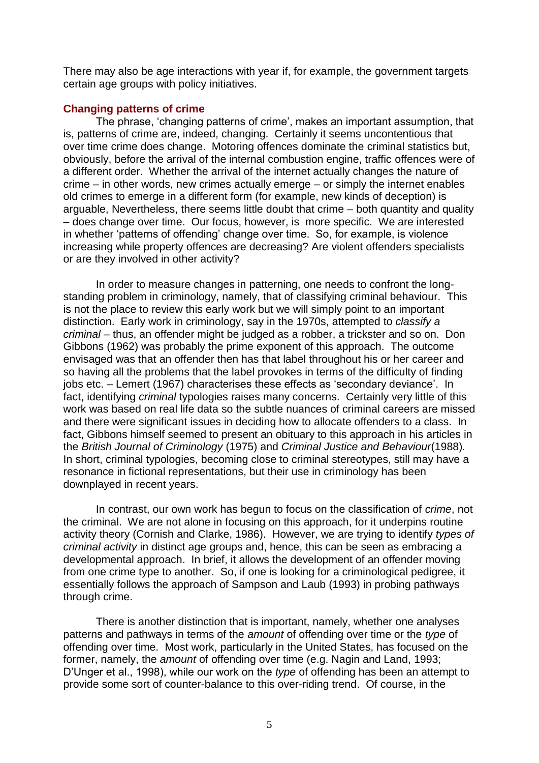There may also be age interactions with year if, for example, the government targets certain age groups with policy initiatives.

## Changing patterns of crime

The phrase, 'changing patterns of crime', makes an important assumption, that is, patterns of crime are, indeed, changing. Certainly it seems uncontentious that over time crime does change. Motoring offences dominate the criminal statistics but, obviously, before the arrival of the internal combustion engine, traffic offences were of a different order. Whether the arrival of the internet actually changes the nature of crime – in other words, new crimes actually emerge – or simply the internet enables old crimes to emerge in a different form (for example, new kinds of deception) is arguable, Nevertheless, there seems little doubt that crime – both quantity and quality – does change over time. Our focus, however, is more specific. We are interested in whether 'patterns of offending' change over time. So, for example, is violence increasing while property offences are decreasing? Are violent offenders specialists or are they involved in other activity?

In order to measure changes in patterning, one needs to confront the long-standing problem in criminology, namely, that of classifying criminal behaviour. This is not the place to review this early work but we will simply point to an important distinction. Early work in criminology, say in the 1970s, attempted to *classify a criminal* – thus, an offender might be judged as a robber, a trickster and so on. Don Gibbons (1962) was probably the prime exponent of this approach. The outcome envisaged was that an offender then has that label throughout his or her career and so having all the problems that the label provokes in terms of the difficulty of finding jobs etc. – Lemert (1967) characterises these effects as 'secondary deviance'. In fact, identifying *criminal* typologies raises many concerns. Certainly very little of this work was based on real life data so the subtle nuances of criminal careers are missed and there were significant issues in deciding how to allocate offenders to a class. In fact, Gibbons himself seemed to present an obituary to this approach in his articles in the *British Journal of Criminology* (1975) and *Criminal Justice and Behaviour*(1988). In short, criminal typologies, becoming close to criminal stereotypes, still may have a resonance in fictional representations, but their use in criminology has been downplayed in recent years.

In contrast, our own work has begun to focus on the classification of *crime*, not the criminal. We are not alone in focusing on this approach, for it underpins routine activity theory (Cornish and Clarke, 1986). However, we are trying to identify *types of criminal activity* in distinct age groups and, hence, this can be seen as embracing a developmental approach. In brief, it allows the development of an offender moving from one crime type to another. So, if one is looking for a criminological pedigree, it essentially follows the approach of Sampson and Laub (1993) in probing pathways through crime.

There is another distinction that is important, namely, whether one analyses patterns and pathways in terms of the *amount* of offending over time or the *type* of offending over time. Most work, particularly in the United States, has focused on the former, namely, the *amount* of offending over time (e.g. Nagin and Land, 1993; D'Unger et al., 1998), while our work on the *type* of offending has been an attempt to provide some sort of counter-balance to this over-riding trend. Of course, in the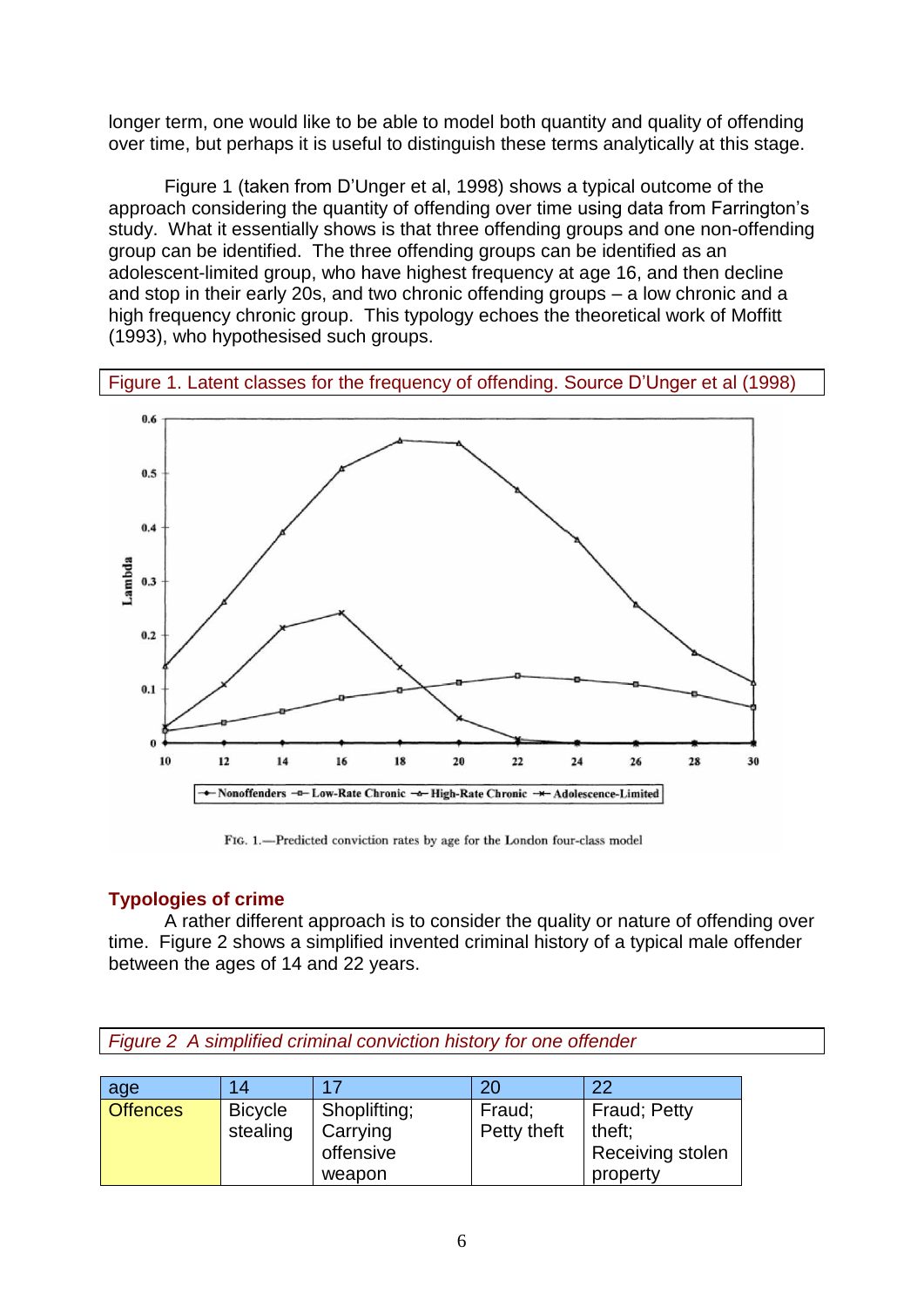longer term, one would like to be able to model both quantity and quality of offending over time, but perhaps it is useful to distinguish these terms analytically at this stage.

Figure 1 (taken from D'Unger et al, 1998) shows a typical outcome of the approach considering the quantity of offending over time using data from Farrington's study. What it essentially shows is that three offending groups and one non-offending group can be identified. The three offending groups can be identified as an adolescent-limited group, who have highest frequency at age 16, and then decline and stop in their early 20s, and two chronic offending groups – a low chronic and a high frequency chronic group. This typology echoes the theoretical work of Moffitt (1993), who hypothesised such groups.

Figure 1. Latent classes for the frequency of offending. Source D'Unger et al (1998)

FIG. 1.—Predicted conviction rates by age for the London four-class model

## Typologies of crime

A rather different approach is to consider the quality or nature of offending over time. Figure 2 shows a simplified invented criminal history of a typical male offender between the ages of 14 and 22 years.

*Figure 2 A simplified criminal conviction history for one offender*

| age | 14 | 17 | 20 | 22 |
|---|---|---|---|---|
| Offences | Bicycle stealing | Shoplifting; Carrying offensive weapon | Fraud; Petty theft | Fraud; Petty theft; Receiving stolen property |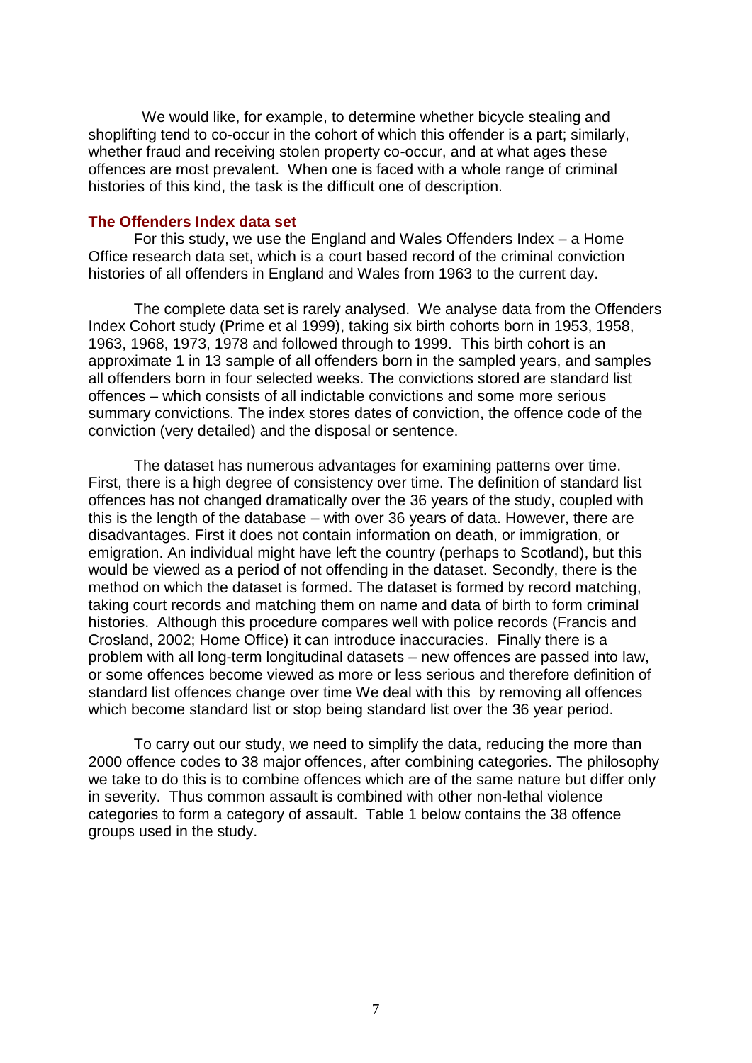We would like, for example, to determine whether bicycle stealing and shoplifting tend to co-occur in the cohort of which this offender is a part; similarly, whether fraud and receiving stolen property co-occur, and at what ages these offences are most prevalent. When one is faced with a whole range of criminal histories of this kind, the task is the difficult one of description.

## The Offenders Index data set

For this study, we use the England and Wales Offenders Index – a Home Office research data set, which is a court based record of the criminal conviction histories of all offenders in England and Wales from 1963 to the current day.

The complete data set is rarely analysed. We analyse data from the Offenders Index Cohort study (Prime et al 1999), taking six birth cohorts born in 1953, 1958, 1963, 1968, 1973, 1978 and followed through to 1999. This birth cohort is an approximate 1 in 13 sample of all offenders born in the sampled years, and samples all offenders born in four selected weeks. The convictions stored are standard list offences – which consists of all indictable convictions and some more serious summary convictions. The index stores dates of conviction, the offence code of the conviction (very detailed) and the disposal or sentence.

The dataset has numerous advantages for examining patterns over time. First, there is a high degree of consistency over time. The definition of standard list offences has not changed dramatically over the 36 years of the study, coupled with this is the length of the database – with over 36 years of data. However, there are disadvantages. First it does not contain information on death, or immigration, or emigration. An individual might have left the country (perhaps to Scotland), but this would be viewed as a period of not offending in the dataset. Secondly, there is the method on which the dataset is formed. The dataset is formed by record matching, taking court records and matching them on name and data of birth to form criminal histories. Although this procedure compares well with police records (Francis and Crosland, 2002; Home Office) it can introduce inaccuracies. Finally there is a problem with all long-term longitudinal datasets – new offences are passed into law, or some offences become viewed as more or less serious and therefore definition of standard list offences change over time We deal with this by removing all offences which become standard list or stop being standard list over the 36 year period.

To carry out our study, we need to simplify the data, reducing the more than 2000 offence codes to 38 major offences, after combining categories. The philosophy we take to do this is to combine offences which are of the same nature but differ only in severity. Thus common assault is combined with other non-lethal violence categories to form a category of assault. Table 1 below contains the 38 offence groups used in the study.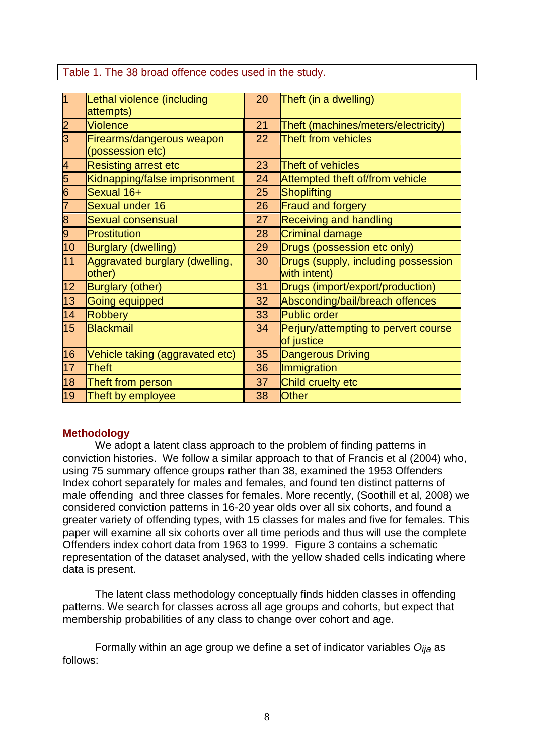Table 1. The 38 broad offence codes used in the study.

| | | | |
|---|---|---|---|
| 1 | Lethal violence (including attempts) | 20 | Theft (in a dwelling) |
| 2 | Violence | 21 | Theft (machines/meters/electricity) |
| 3 | Firearms/dangerous weapon (possession etc) | 22 | Theft from vehicles |
| 4 | Resisting arrest etc | 23 | Theft of vehicles |
| 5 | Kidnapping/false imprisonment | 24 | Attempted theft of/from vehicle |
| 6 | Sexual 16+ | 25 | Shoplifting |
| 7 | Sexual under 16 | 26 | Fraud and forgery |
| 8 | Sexual consensual | 27 | Receiving and handling |
| 9 | Prostitution | 28 | Criminal damage |
| 10 | Burglary (dwelling) | 29 | Drugs (possession etc only) |
| 11 | Aggravated burglary (dwelling, other) | 30 | Drugs (supply, including possession with intent) |
| 12 | Burglary (other) | 31 | Drugs (import/export/production) |
| 13 | Going equipped | 32 | Absconding/bail/breach offences |
| 14 | Robbery | 33 | Public order |
| 15 | Blackmail | 34 | Perjury/attempting to pervert course of justice |
| 16 | Vehicle taking (aggravated etc) | 35 | Dangerous Driving |
| 17 | Theft | 36 | Immigration |
| 18 | Theft from person | 37 | Child cruelty etc |
| 19 | Theft by employee | 38 | Other |

## Methodology

We adopt a latent class approach to the problem of finding patterns in conviction histories. We follow a similar approach to that of Francis et al (2004) who, using 75 summary offence groups rather than 38, examined the 1953 Offenders Index cohort separately for males and females, and found ten distinct patterns of male offending and three classes for females. More recently, (Soothill et al, 2008) we considered conviction patterns in 16-20 year olds over all six cohorts, and found a greater variety of offending types, with 15 classes for males and five for females. This paper will examine all six cohorts over all time periods and thus will use the complete Offenders index cohort data from 1963 to 1999. Figure 3 contains a schematic representation of the dataset analysed, with the yellow shaded cells indicating where data is present.

The latent class methodology conceptually finds hidden classes in offending patterns. We search for classes across all age groups and cohorts, but expect that membership probabilities of any class to change over cohort and age.

Formally within an age group we define a set of indicator variables $O_{ija}$ as follows: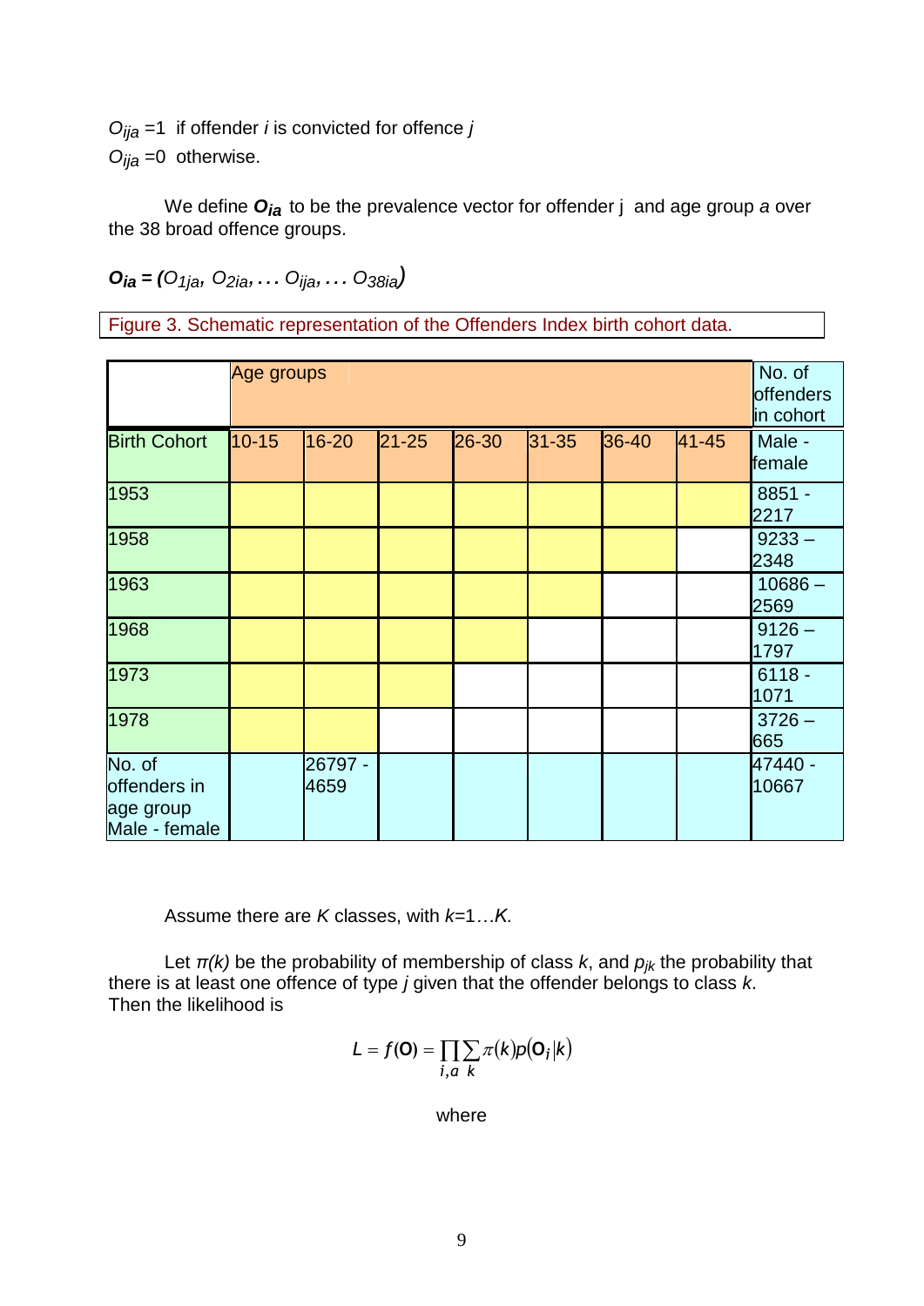$O_{ija}$ =1 if offender $i$ is convicted for offence $j$

$O_{ija}$ =0 otherwise.

We define $\boldsymbol{O_{ia}}$ to be the prevalence vector for offender j and age group $a$ over the 38 broad offence groups.

$\boldsymbol{O_{ia}} = (O_{1ja}, O_{2ia}, \ldots O_{ija}, \ldots O_{38ia})$

Figure 3. Schematic representation of the Offenders Index birth cohort data.

| | Age groups | | | | | | | No. of offenders in cohort |
|---|---|---|---|---|---|---|---|---|
| Birth Cohort | 10-15 | 16-20 | 21-25 | 26-30 | 31-35 | 36-40 | 41-45 | Male - female |
| 1953 | | | | | | | | 8851 - 2217 |
| 1958 | | | | | | | | 9233 – 2348 |
| 1963 | | | | | | | | 10686 – 2569 |
| 1968 | | | | | | | | 9126 – 1797 |
| 1973 | | | | | | | | 6118 - 1071 |
| 1978 | | | | | | | | 3726 – 665 |
| No. of offenders in age group Male - female | | 26797 - 4659 | | | | | | 47440 - 10667 |

Assume there are $K$ classes, with $k$=1…$K$.

Let $\pi(k)$ be the probability of membership of class $k$, and $p_{jk}$ the probability that there is at least one offence of type $j$ given that the offender belongs to class $k$. Then the likelihood is

$$L = f(\mathbf{O}) = \prod_{i,a} \sum_{k} \pi(k) p\left(\mathbf{O}_i \middle| k\right)$$

where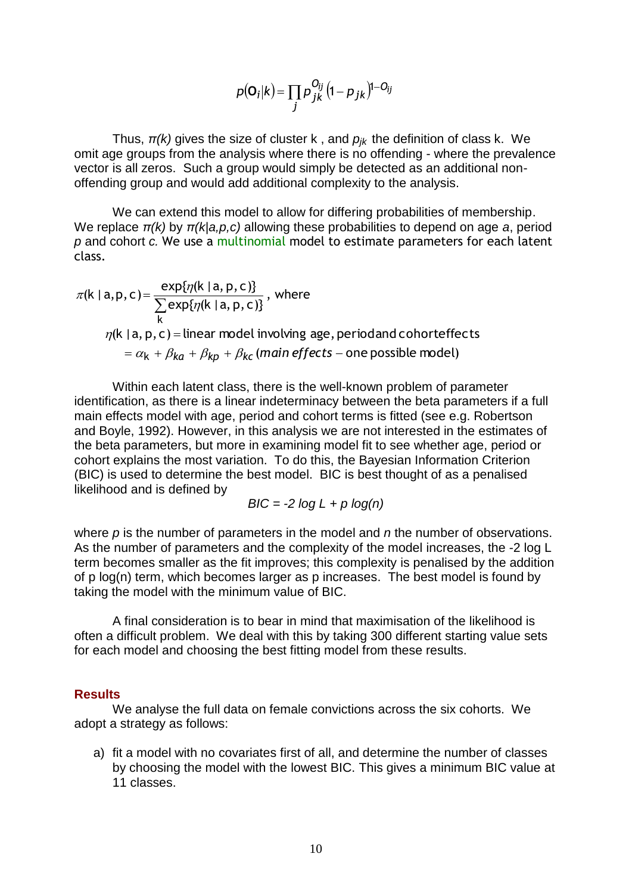$$p(\mathbf{O}_i|k) = \prod_j p_{jk}^{O_{ij}} \left(1 - p_{jk}\right)^{1-O_{ij}}$$

Thus, $\pi(k)$ gives the size of cluster k , and $p_{jk}$ the definition of class k. We omit age groups from the analysis where there is no offending - where the prevalence vector is all zeros. Such a group would simply be detected as an additional non-offending group and would add additional complexity to the analysis.

We can extend this model to allow for differing probabilities of membership. We replace $\pi(k)$ by $\pi(k|a,p,c)$ allowing these probabilities to depend on age *a*, period *p* and cohort *c*. We use a multinomial model to estimate parameters for each latent class.

$$\pi(k \mid a,p,c) = \frac{\exp\{\eta(k \mid a,p,c)\}}{\sum_k \exp\{\eta(k \mid a,p,c)\}}, \text{ where}$$

$$\eta(k \mid a,p,c) = \text{linear model involving age, period and cohort effects}$$
$$= \alpha_k + \beta_{ka} + \beta_{kp} + \beta_{kc} \; (\textit{main effects} - \text{one possible model})$$

Within each latent class, there is the well-known problem of parameter identification, as there is a linear indeterminacy between the beta parameters if a full main effects model with age, period and cohort terms is fitted (see e.g. Robertson and Boyle, 1992). However, in this analysis we are not interested in the estimates of the beta parameters, but more in examining model fit to see whether age, period or cohort explains the most variation. To do this, the Bayesian Information Criterion (BIC) is used to determine the best model. BIC is best thought of as a penalised likelihood and is defined by

$$BIC = -2 \log L + p \log(n)$$

where $p$ is the number of parameters in the model and $n$ the number of observations. As the number of parameters and the complexity of the model increases, the -2 log L term becomes smaller as the fit improves; this complexity is penalised by the addition of p log(n) term, which becomes larger as p increases. The best model is found by taking the model with the minimum value of BIC.

A final consideration is to bear in mind that maximisation of the likelihood is often a difficult problem. We deal with this by taking 300 different starting value sets for each model and choosing the best fitting model from these results.

## Results

We analyse the full data on female convictions across the six cohorts. We adopt a strategy as follows:

a) fit a model with no covariates first of all, and determine the number of classes by choosing the model with the lowest BIC. This gives a minimum BIC value at 11 classes.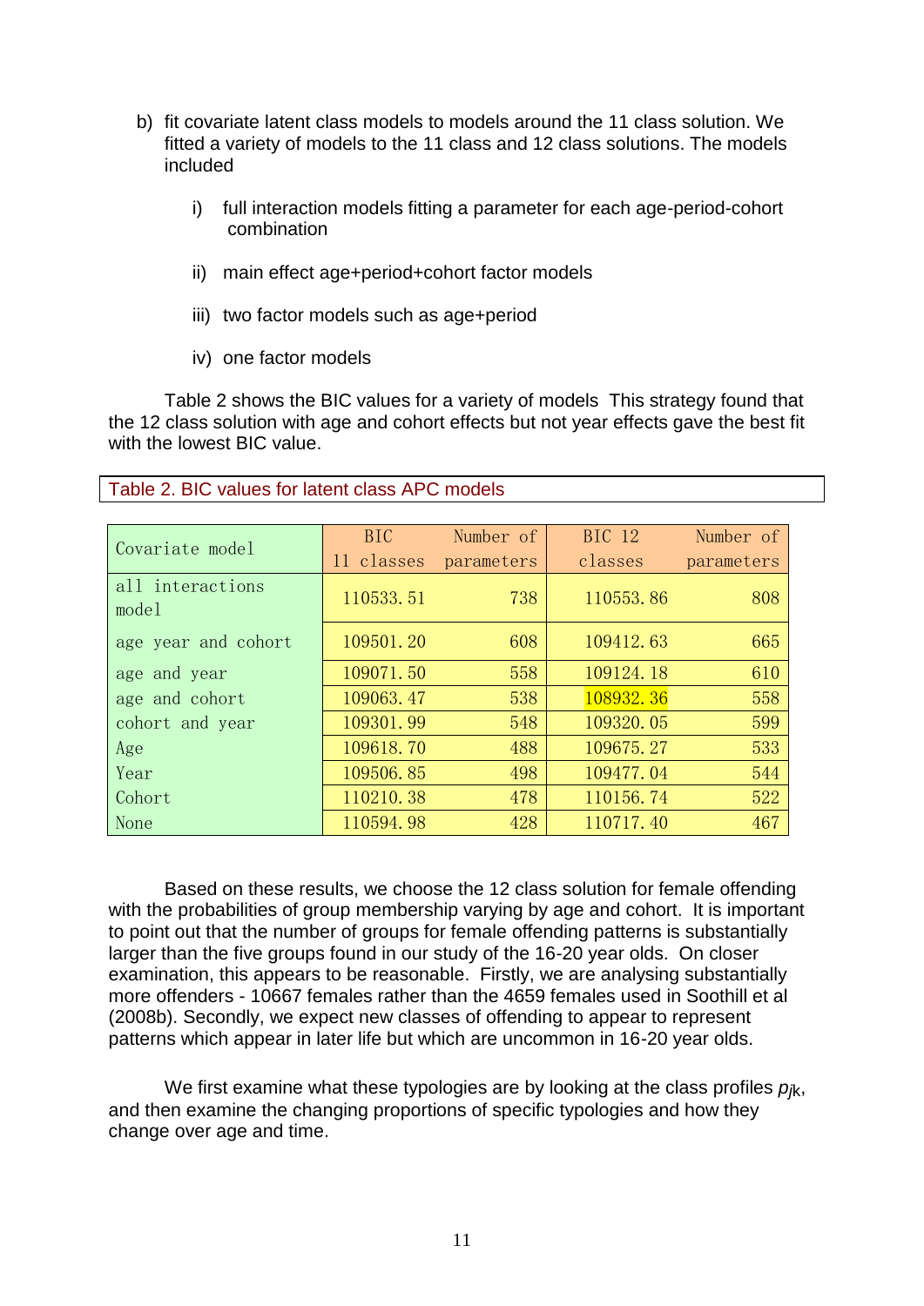b) fit covariate latent class models to models around the 11 class solution. We fitted a variety of models to the 11 class and 12 class solutions. The models included

   i) full interaction models fitting a parameter for each age-period-cohort combination

   ii) main effect age+period+cohort factor models

   iii) two factor models such as age+period

   iv) one factor models

Table 2 shows the BIC values for a variety of models This strategy found that the 12 class solution with age and cohort effects but not year effects gave the best fit with the lowest BIC value.

Table 2. BIC values for latent class APC models

| Covariate model | BIC 11 classes | Number of parameters | BIC 12 classes | Number of parameters |
|---|---|---|---|---|
| all interactions model | 110533.51 | 738 | 110553.86 | 808 |
| age year and cohort | 109501.20 | 608 | 109412.63 | 665 |
| age and year | 109071.50 | 558 | 109124.18 | 610 |
| age and cohort | 109063.47 | 538 | 108932.36 | 558 |
| cohort and year | 109301.99 | 548 | 109320.05 | 599 |
| Age | 109618.70 | 488 | 109675.27 | 533 |
| Year | 109506.85 | 498 | 109477.04 | 544 |
| Cohort | 110210.38 | 478 | 110156.74 | 522 |
| None | 110594.98 | 428 | 110717.40 | 467 |

Based on these results, we choose the 12 class solution for female offending with the probabilities of group membership varying by age and cohort. It is important to point out that the number of groups for female offending patterns is substantially larger than the five groups found in our study of the 16-20 year olds. On closer examination, this appears to be reasonable. Firstly, we are analysing substantially more offenders - 10667 females rather than the 4659 females used in Soothill et al (2008b). Secondly, we expect new classes of offending to appear to represent patterns which appear in later life but which are uncommon in 16-20 year olds.

We first examine what these typologies are by looking at the class profiles $p_{jk}$, and then examine the changing proportions of specific typologies and how they change over age and time.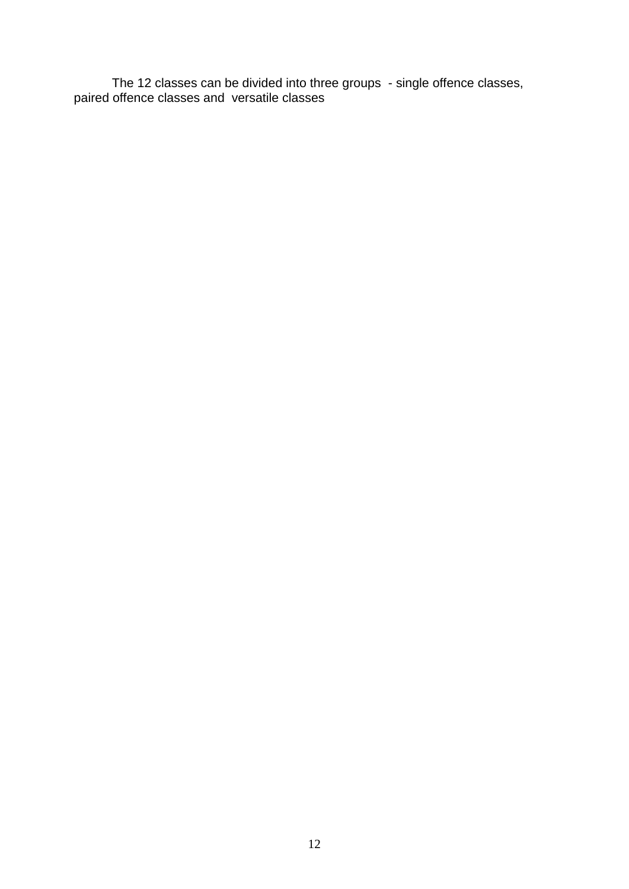The 12 classes can be divided into three groups - single offence classes, paired offence classes and versatile classes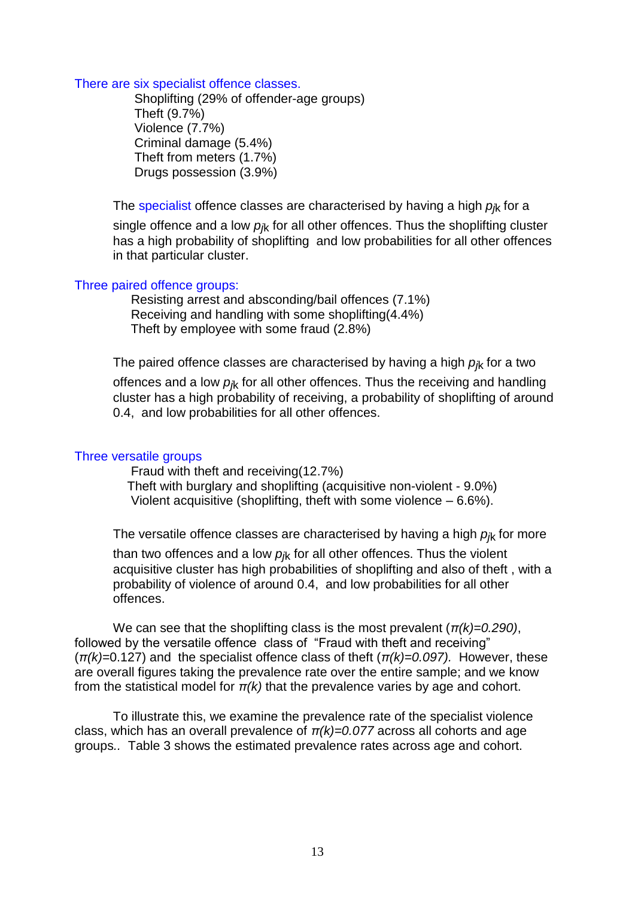There are six specialist offence classes.

Shoplifting (29% of offender-age groups)  
Theft (9.7%)  
Violence (7.7%)  
Criminal damage (5.4%)  
Theft from meters (1.7%)  
Drugs possession (3.9%)

The specialist offence classes are characterised by having a high $p_{jk}$ for a single offence and a low $p_{jk}$ for all other offences. Thus the shoplifting cluster has a high probability of shoplifting and low probabilities for all other offences in that particular cluster.

Three paired offence groups:

Resisting arrest and absconding/bail offences (7.1%)  
Receiving and handling with some shoplifting(4.4%)  
Theft by employee with some fraud (2.8%)

The paired offence classes are characterised by having a high $p_{jk}$ for a two offences and a low $p_{jk}$ for all other offences. Thus the receiving and handling cluster has a high probability of receiving, a probability of shoplifting of around 0.4, and low probabilities for all other offences.

Three versatile groups

Fraud with theft and receiving(12.7%)  
Theft with burglary and shoplifting (acquisitive non-violent - 9.0%)  
Violent acquisitive (shoplifting, theft with some violence – 6.6%).

The versatile offence classes are characterised by having a high $p_{jk}$ for more than two offences and a low $p_{jk}$ for all other offences. Thus the violent acquisitive cluster has high probabilities of shoplifting and also of theft , with a probability of violence of around 0.4, and low probabilities for all other offences.

We can see that the shoplifting class is the most prevalent ($\pi(k)=0.290$), followed by the versatile offence class of "Fraud with theft and receiving" ($\pi(k)$=0.127) and the specialist offence class of theft ($\pi(k)=0.097$). However, these are overall figures taking the prevalence rate over the entire sample; and we know from the statistical model for $\pi(k)$ that the prevalence varies by age and cohort.

To illustrate this, we examine the prevalence rate of the specialist violence class, which has an overall prevalence of $\pi(k)=0.077$ across all cohorts and age groups.. Table 3 shows the estimated prevalence rates across age and cohort.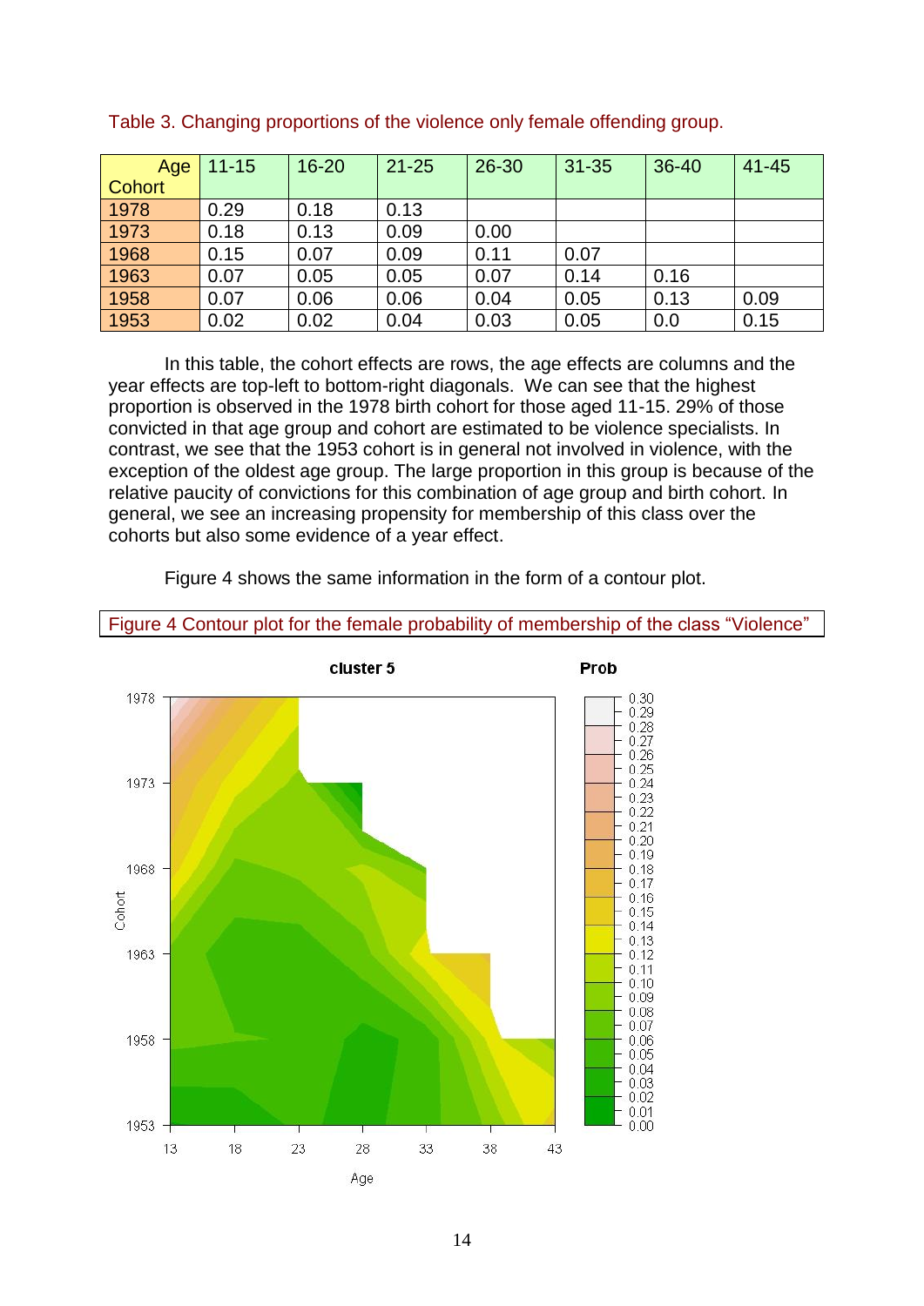Table 3. Changing proportions of the violence only female offending group.

| Age<br>Cohort | 11-15 | 16-20 | 21-25 | 26-30 | 31-35 | 36-40 | 41-45 |
|---|---|---|---|---|---|---|---|
| 1978 | 0.29 | 0.18 | 0.13 | | | | |
| 1973 | 0.18 | 0.13 | 0.09 | 0.00 | | | |
| 1968 | 0.15 | 0.07 | 0.09 | 0.11 | 0.07 | | |
| 1963 | 0.07 | 0.05 | 0.05 | 0.07 | 0.14 | 0.16 | |
| 1958 | 0.07 | 0.06 | 0.06 | 0.04 | 0.05 | 0.13 | 0.09 |
| 1953 | 0.02 | 0.02 | 0.04 | 0.03 | 0.05 | 0.0 | 0.15 |

In this table, the cohort effects are rows, the age effects are columns and the year effects are top-left to bottom-right diagonals. We can see that the highest proportion is observed in the 1978 birth cohort for those aged 11-15. 29% of those convicted in that age group and cohort are estimated to be violence specialists. In contrast, we see that the 1953 cohort is in general not involved in violence, with the exception of the oldest age group. The large proportion in this group is because of the relative paucity of convictions for this combination of age group and birth cohort. In general, we see an increasing propensity for membership of this class over the cohorts but also some evidence of a year effect.

Figure 4 shows the same information in the form of a contour plot.

Figure 4 Contour plot for the female probability of membership of the class "Violence"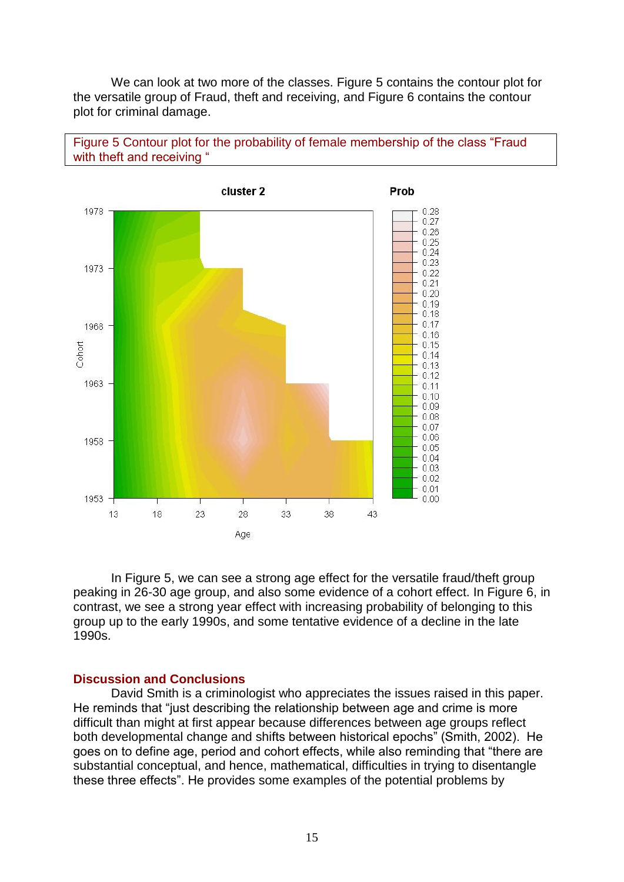We can look at two more of the classes. Figure 5 contains the contour plot for the versatile group of Fraud, theft and receiving, and Figure 6 contains the contour plot for criminal damage.

Figure 5 Contour plot for the probability of female membership of the class "Fraud with theft and receiving "

In Figure 5, we can see a strong age effect for the versatile fraud/theft group peaking in 26-30 age group, and also some evidence of a cohort effect. In Figure 6, in contrast, we see a strong year effect with increasing probability of belonging to this group up to the early 1990s, and some tentative evidence of a decline in the late 1990s.

## Discussion and Conclusions

David Smith is a criminologist who appreciates the issues raised in this paper. He reminds that "just describing the relationship between age and crime is more difficult than might at first appear because differences between age groups reflect both developmental change and shifts between historical epochs" (Smith, 2002). He goes on to define age, period and cohort effects, while also reminding that "there are substantial conceptual, and hence, mathematical, difficulties in trying to disentangle these three effects". He provides some examples of the potential problems by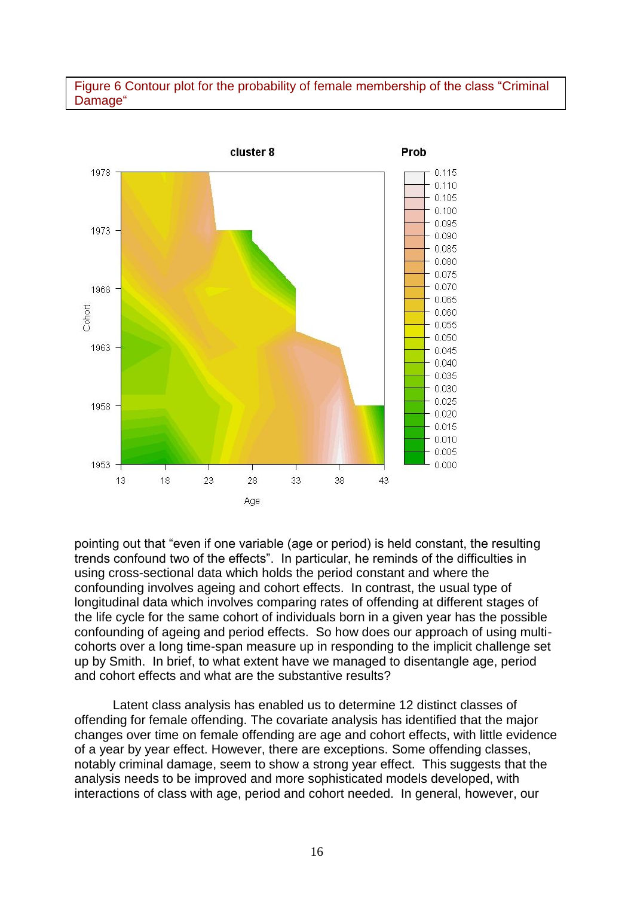Figure 6 Contour plot for the probability of female membership of the class “Criminal Damage“

pointing out that “even if one variable (age or period) is held constant, the resulting trends confound two of the effects”. In particular, he reminds of the difficulties in using cross-sectional data which holds the period constant and where the confounding involves ageing and cohort effects. In contrast, the usual type of longitudinal data which involves comparing rates of offending at different stages of the life cycle for the same cohort of individuals born in a given year has the possible confounding of ageing and period effects. So how does our approach of using multi-cohorts over a long time-span measure up in responding to the implicit challenge set up by Smith. In brief, to what extent have we managed to disentangle age, period and cohort effects and what are the substantive results?

Latent class analysis has enabled us to determine 12 distinct classes of offending for female offending. The covariate analysis has identified that the major changes over time on female offending are age and cohort effects, with little evidence of a year by year effect. However, there are exceptions. Some offending classes, notably criminal damage, seem to show a strong year effect. This suggests that the analysis needs to be improved and more sophisticated models developed, with interactions of class with age, period and cohort needed. In general, however, our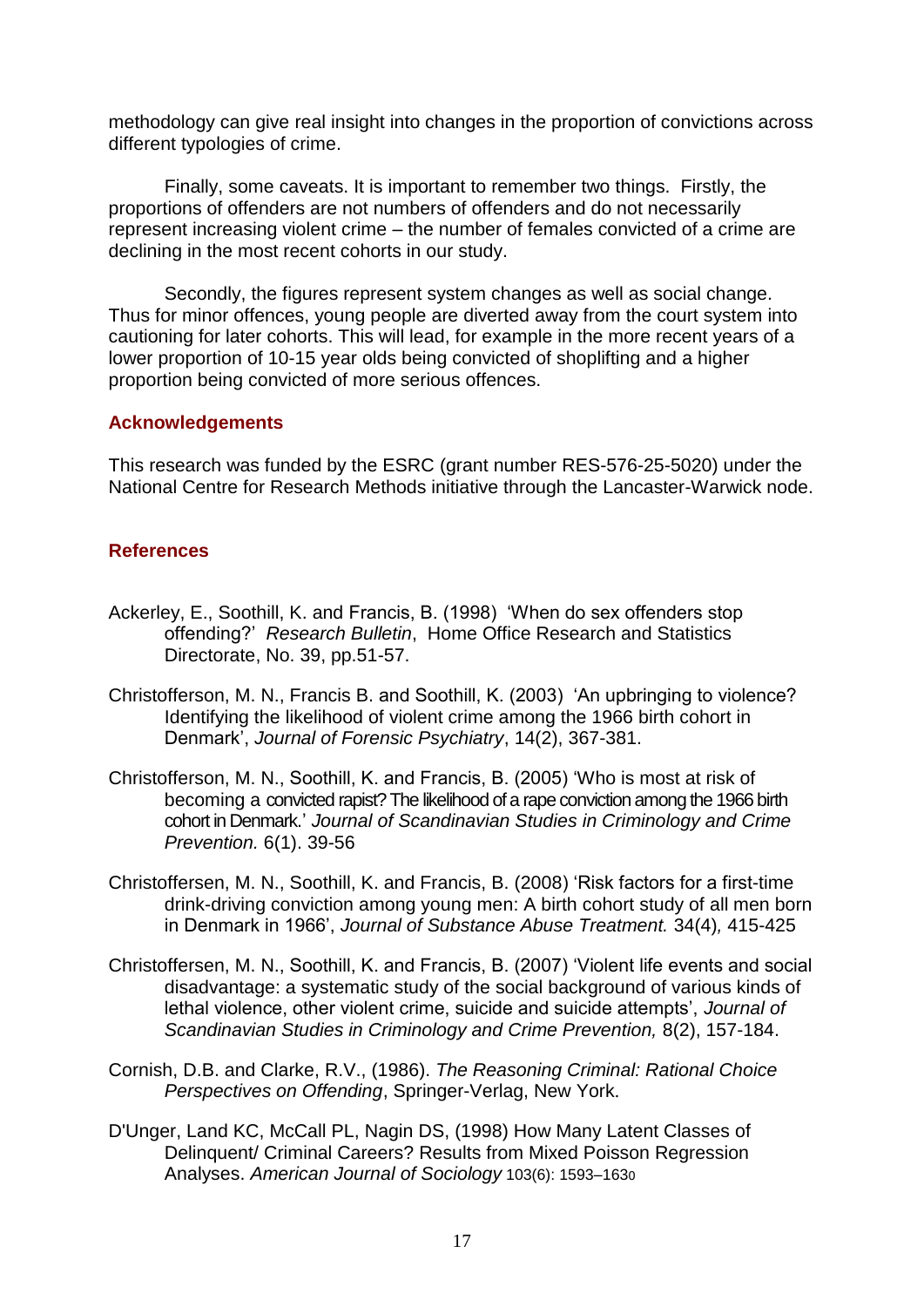methodology can give real insight into changes in the proportion of convictions across different typologies of crime.

Finally, some caveats. It is important to remember two things. Firstly, the proportions of offenders are not numbers of offenders and do not necessarily represent increasing violent crime – the number of females convicted of a crime are declining in the most recent cohorts in our study.

Secondly, the figures represent system changes as well as social change. Thus for minor offences, young people are diverted away from the court system into cautioning for later cohorts. This will lead, for example in the more recent years of a lower proportion of 10-15 year olds being convicted of shoplifting and a higher proportion being convicted of more serious offences.

## Acknowledgements

This research was funded by the ESRC (grant number RES-576-25-5020) under the National Centre for Research Methods initiative through the Lancaster-Warwick node.

## References

Ackerley, E., Soothill, K. and Francis, B. (1998) 'When do sex offenders stop offending?' *Research Bulletin*, Home Office Research and Statistics Directorate, No. 39, pp.51-57.

Christofferson, M. N., Francis B. and Soothill, K. (2003) 'An upbringing to violence? Identifying the likelihood of violent crime among the 1966 birth cohort in Denmark', *Journal of Forensic Psychiatry*, 14(2), 367-381.

Christofferson, M. N., Soothill, K. and Francis, B. (2005) 'Who is most at risk of becoming a convicted rapist? The likelihood of a rape conviction among the 1966 birth cohort in Denmark.' *Journal of Scandinavian Studies in Criminology and Crime Prevention.* 6(1). 39-56

Christoffersen, M. N., Soothill, K. and Francis, B. (2008) 'Risk factors for a first-time drink-driving conviction among young men: A birth cohort study of all men born in Denmark in 1966', *Journal of Substance Abuse Treatment.* 34(4)*,* 415-425

Christoffersen, M. N., Soothill, K. and Francis, B. (2007) 'Violent life events and social disadvantage: a systematic study of the social background of various kinds of lethal violence, other violent crime, suicide and suicide attempts', *Journal of Scandinavian Studies in Criminology and Crime Prevention,* 8(2), 157-184.

Cornish, D.B. and Clarke, R.V., (1986). *The Reasoning Criminal: Rational Choice Perspectives on Offending*, Springer-Verlag, New York.

D'Unger, Land KC, McCall PL, Nagin DS, (1998) How Many Latent Classes of Delinquent/ Criminal Careers? Results from Mixed Poisson Regression Analyses. *American Journal of Sociology* 103(6): 1593–1630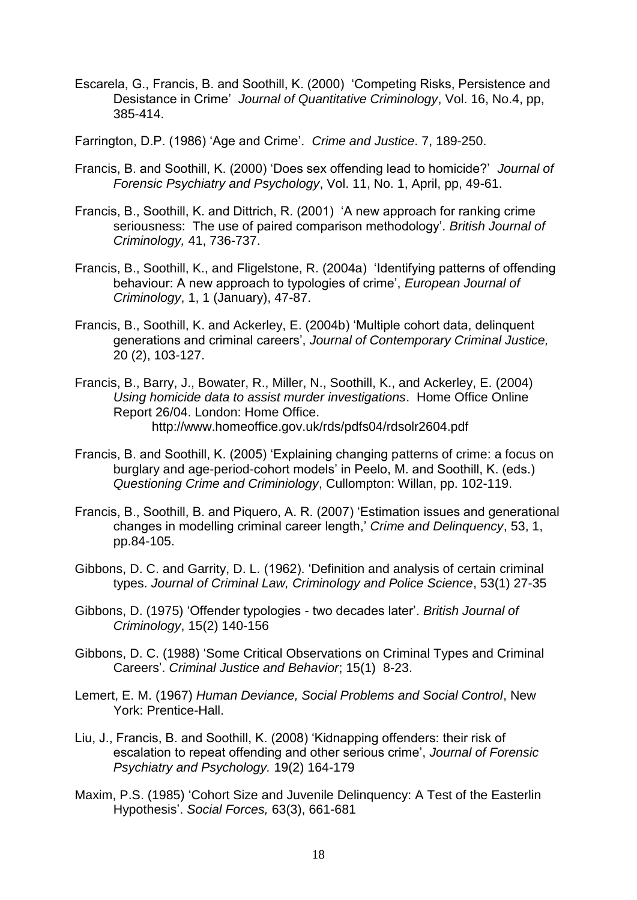Escarela, G., Francis, B. and Soothill, K. (2000) 'Competing Risks, Persistence and Desistance in Crime' *Journal of Quantitative Criminology*, Vol. 16, No.4, pp, 385-414.

Farrington, D.P. (1986) 'Age and Crime'. *Crime and Justice*. 7, 189-250.

Francis, B. and Soothill, K. (2000) 'Does sex offending lead to homicide?' *Journal of Forensic Psychiatry and Psychology*, Vol. 11, No. 1, April, pp, 49-61.

Francis, B., Soothill, K. and Dittrich, R. (2001) 'A new approach for ranking crime seriousness: The use of paired comparison methodology'. *British Journal of Criminology,* 41, 736-737.

Francis, B., Soothill, K., and Fligelstone, R. (2004a) 'Identifying patterns of offending behaviour: A new approach to typologies of crime', *European Journal of Criminology*, 1, 1 (January), 47-87.

Francis, B., Soothill, K. and Ackerley, E. (2004b) 'Multiple cohort data, delinquent generations and criminal careers', *Journal of Contemporary Criminal Justice,* 20 (2), 103-127.

Francis, B., Barry, J., Bowater, R., Miller, N., Soothill, K., and Ackerley, E. (2004) *Using homicide data to assist murder investigations*. Home Office Online Report 26/04. London: Home Office. http://www.homeoffice.gov.uk/rds/pdfs04/rdsolr2604.pdf

Francis, B. and Soothill, K. (2005) 'Explaining changing patterns of crime: a focus on burglary and age-period-cohort models' in Peelo, M. and Soothill, K. (eds.) *Questioning Crime and Criminiology*, Cullompton: Willan, pp. 102-119.

Francis, B., Soothill, B. and Piquero, A. R. (2007) 'Estimation issues and generational changes in modelling criminal career length,' *Crime and Delinquency*, 53, 1, pp.84-105.

Gibbons, D. C. and Garrity, D. L. (1962). 'Definition and analysis of certain criminal types. *Journal of Criminal Law, Criminology and Police Science*, 53(1) 27-35

Gibbons, D. (1975) 'Offender typologies - two decades later'. *British Journal of Criminology*, 15(2) 140-156

Gibbons, D. C. (1988) 'Some Critical Observations on Criminal Types and Criminal Careers'. *Criminal Justice and Behavior*; 15(1) 8-23.

Lemert, E. M. (1967) *Human Deviance, Social Problems and Social Control*, New York: Prentice-Hall.

Liu, J., Francis, B. and Soothill, K. (2008) 'Kidnapping offenders: their risk of escalation to repeat offending and other serious crime', *Journal of Forensic Psychiatry and Psychology.* 19(2) 164-179

Maxim, P.S. (1985) 'Cohort Size and Juvenile Delinquency: A Test of the Easterlin Hypothesis'. *Social Forces,* 63(3), 661-681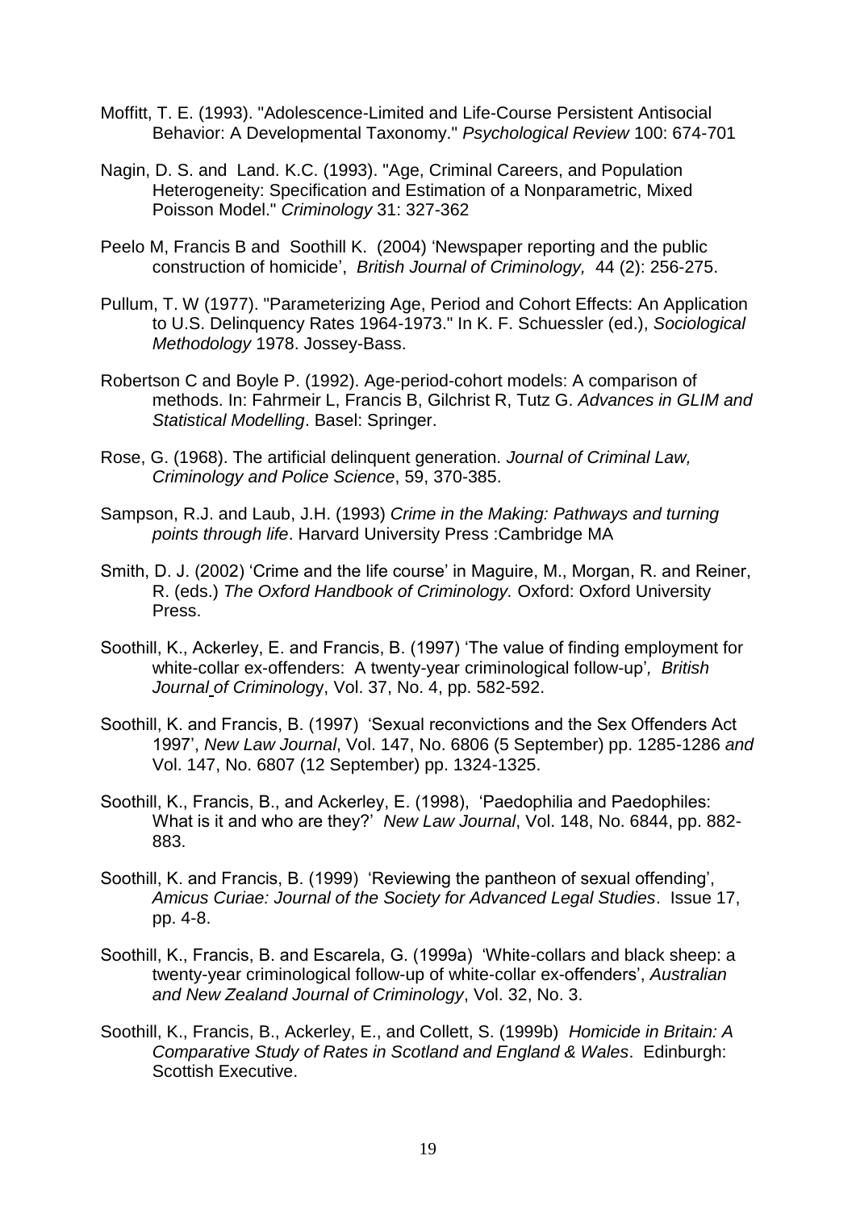Moffitt, T. E. (1993). "Adolescence-Limited and Life-Course Persistent Antisocial Behavior: A Developmental Taxonomy." *Psychological Review* 100: 674-701

Nagin, D. S. and Land. K.C. (1993). "Age, Criminal Careers, and Population Heterogeneity: Specification and Estimation of a Nonparametric, Mixed Poisson Model." *Criminology* 31: 327-362

Peelo M, Francis B and Soothill K. (2004) 'Newspaper reporting and the public construction of homicide', *British Journal of Criminology,* 44 (2): 256-275.

Pullum, T. W (1977). "Parameterizing Age, Period and Cohort Effects: An Application to U.S. Delinquency Rates 1964-1973." In K. F. Schuessler (ed.), *Sociological Methodology* 1978. Jossey-Bass.

Robertson C and Boyle P. (1992). Age-period-cohort models: A comparison of methods. In: Fahrmeir L, Francis B, Gilchrist R, Tutz G. *Advances in GLIM and Statistical Modelling*. Basel: Springer.

Rose, G. (1968). The artificial delinquent generation. *Journal of Criminal Law, Criminology and Police Science*, 59, 370-385.

Sampson, R.J. and Laub, J.H. (1993) *Crime in the Making: Pathways and turning points through life*. Harvard University Press :Cambridge MA

Smith, D. J. (2002) 'Crime and the life course' in Maguire, M., Morgan, R. and Reiner, R. (eds.) *The Oxford Handbook of Criminology.* Oxford: Oxford University Press.

Soothill, K., Ackerley, E. and Francis, B. (1997) 'The value of finding employment for white-collar ex-offenders: A twenty-year criminological follow-up', *British Journal of Criminology*, Vol. 37, No. 4, pp. 582-592.

Soothill, K. and Francis, B. (1997) 'Sexual reconvictions and the Sex Offenders Act 1997', *New Law Journal*, Vol. 147, No. 6806 (5 September) pp. 1285-1286 *and* Vol. 147, No. 6807 (12 September) pp. 1324-1325.

Soothill, K., Francis, B., and Ackerley, E. (1998), 'Paedophilia and Paedophiles: What is it and who are they?' *New Law Journal*, Vol. 148, No. 6844, pp. 882-883.

Soothill, K. and Francis, B. (1999) 'Reviewing the pantheon of sexual offending', *Amicus Curiae: Journal of the Society for Advanced Legal Studies*. Issue 17, pp. 4-8.

Soothill, K., Francis, B. and Escarela, G. (1999a) 'White-collars and black sheep: a twenty-year criminological follow-up of white-collar ex-offenders', *Australian and New Zealand Journal of Criminology*, Vol. 32, No. 3.

Soothill, K., Francis, B., Ackerley, E., and Collett, S. (1999b) *Homicide in Britain: A Comparative Study of Rates in Scotland and England & Wales*. Edinburgh: Scottish Executive.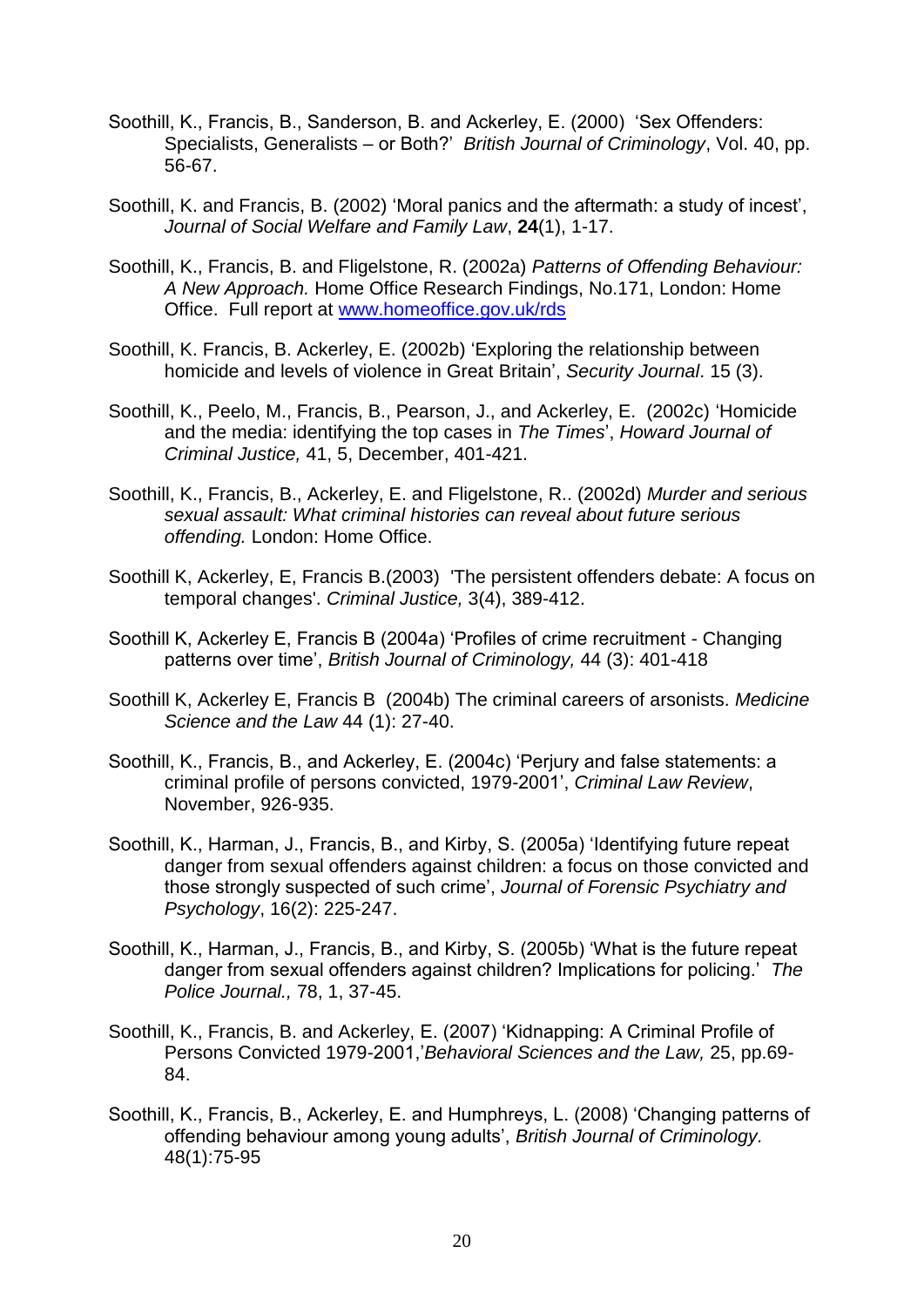Soothill, K., Francis, B., Sanderson, B. and Ackerley, E. (2000) 'Sex Offenders: Specialists, Generalists – or Both?' *British Journal of Criminology*, Vol. 40, pp. 56-67.

Soothill, K. and Francis, B. (2002) 'Moral panics and the aftermath: a study of incest', *Journal of Social Welfare and Family Law*, **24**(1), 1-17.

Soothill, K., Francis, B. and Fligelstone, R. (2002a) *Patterns of Offending Behaviour: A New Approach.* Home Office Research Findings, No.171, London: Home Office. Full report at [www.homeoffice.gov.uk/rds](www.homeoffice.gov.uk/rds)

Soothill, K. Francis, B. Ackerley, E. (2002b) 'Exploring the relationship between homicide and levels of violence in Great Britain', *Security Journal*. 15 (3).

Soothill, K., Peelo, M., Francis, B., Pearson, J., and Ackerley, E. (2002c) 'Homicide and the media: identifying the top cases in *The Times*', *Howard Journal of Criminal Justice,* 41, 5, December, 401-421.

Soothill, K., Francis, B., Ackerley, E. and Fligelstone, R.. (2002d) *Murder and serious sexual assault: What criminal histories can reveal about future serious offending.* London: Home Office.

Soothill K, Ackerley, E, Francis B.(2003) 'The persistent offenders debate: A focus on temporal changes'. *Criminal Justice,* 3(4), 389-412.

Soothill K, Ackerley E, Francis B (2004a) 'Profiles of crime recruitment - Changing patterns over time', *British Journal of Criminology,* 44 (3): 401-418

Soothill K, Ackerley E, Francis B (2004b) The criminal careers of arsonists. *Medicine Science and the Law* 44 (1): 27-40.

Soothill, K., Francis, B., and Ackerley, E. (2004c) 'Perjury and false statements: a criminal profile of persons convicted, 1979-2001', *Criminal Law Review*, November, 926-935.

Soothill, K., Harman, J., Francis, B., and Kirby, S. (2005a) 'Identifying future repeat danger from sexual offenders against children: a focus on those convicted and those strongly suspected of such crime', *Journal of Forensic Psychiatry and Psychology*, 16(2): 225-247.

Soothill, K., Harman, J., Francis, B., and Kirby, S. (2005b) 'What is the future repeat danger from sexual offenders against children? Implications for policing.' *The Police Journal.,* 78, 1, 37-45.

Soothill, K., Francis, B. and Ackerley, E. (2007) 'Kidnapping: A Criminal Profile of Persons Convicted 1979-2001,'*Behavioral Sciences and the Law,* 25, pp.69-84.

Soothill, K., Francis, B., Ackerley, E. and Humphreys, L. (2008) 'Changing patterns of offending behaviour among young adults', *British Journal of Criminology.* 48(1):75-95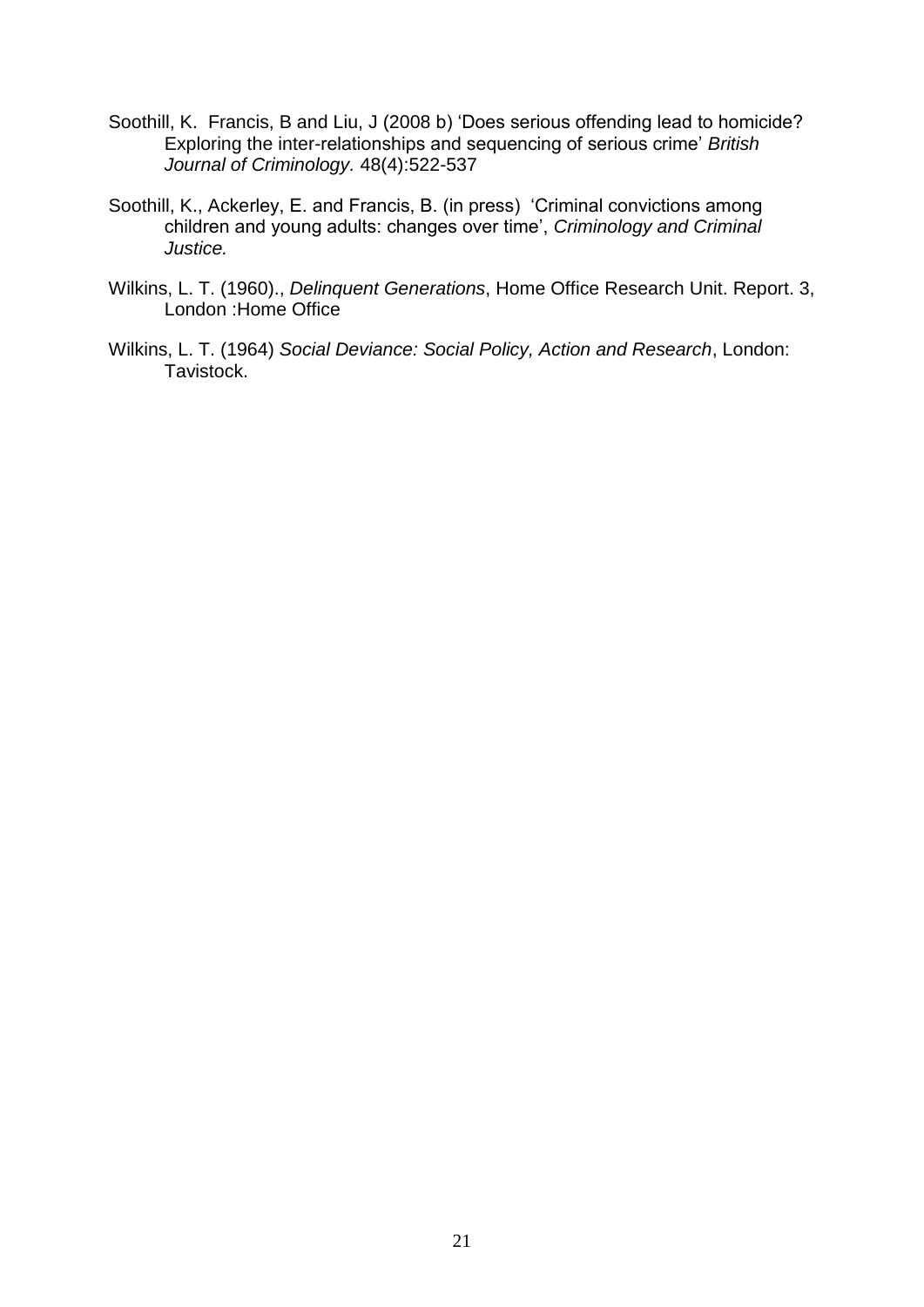Soothill, K. Francis, B and Liu, J (2008 b) 'Does serious offending lead to homicide? Exploring the inter-relationships and sequencing of serious crime' *British Journal of Criminology.* 48(4):522-537

Soothill, K., Ackerley, E. and Francis, B. (in press) 'Criminal convictions among children and young adults: changes over time', *Criminology and Criminal Justice.*

Wilkins, L. T. (1960)., *Delinquent Generations*, Home Office Research Unit. Report. 3, London :Home Office

Wilkins, L. T. (1964) *Social Deviance: Social Policy, Action and Research*, London: Tavistock.